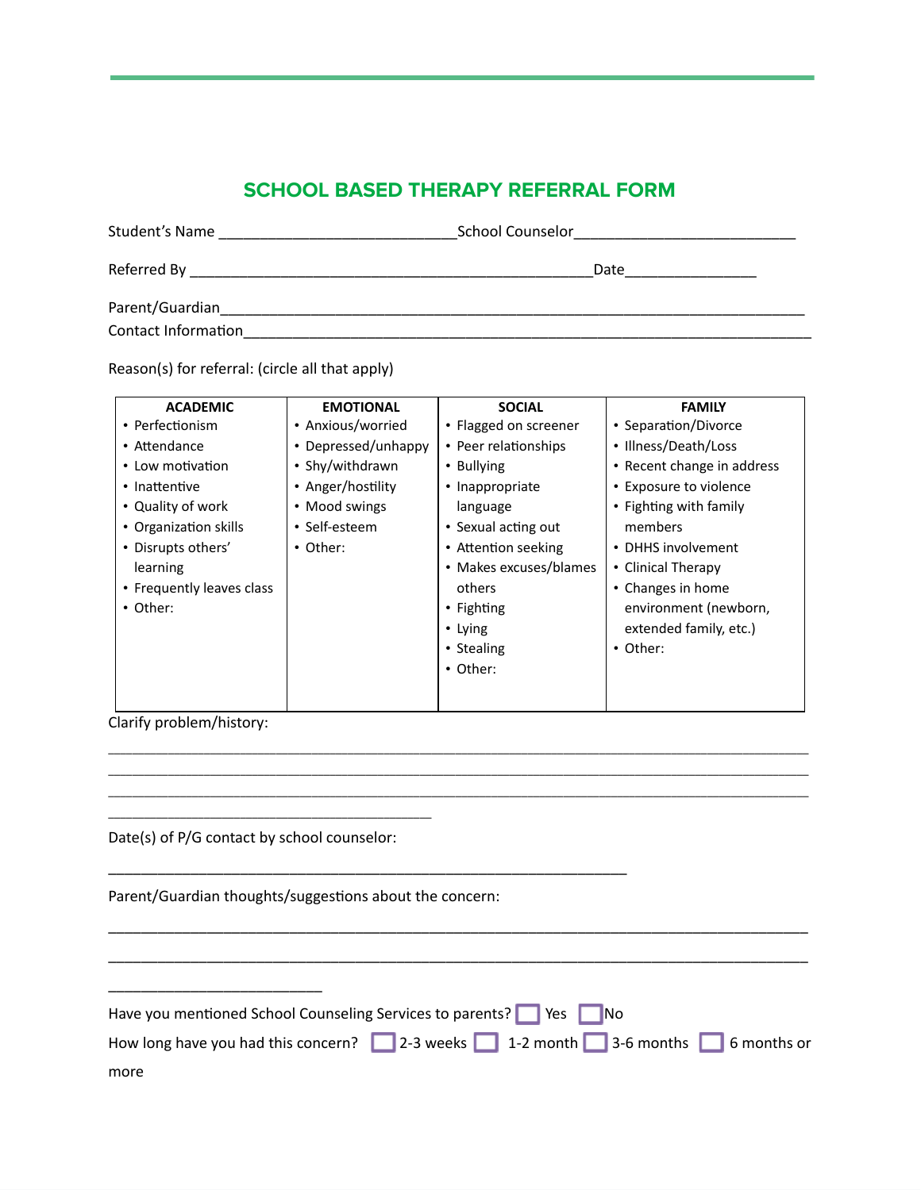# SCHOOL BASED THERAPY REFERRAL FORM

Student's Name ____________________________School Counselor__________________________

Referred By _______________________________________________Date_______________

Parent/Guardian______________________________________________________________________
Contact Information___________________________________________________________________

Reason(s) for referral: (circle all that apply)

| ACADEMIC | EMOTIONAL | SOCIAL | FAMILY |
|---|---|---|---|
| • Perfectionism<br>• Attendance<br>• Low motivation<br>• Inattentive<br>• Quality of work<br>• Organization skills<br>• Disrupts others' learning<br>• Frequently leaves class<br>• Other: | • Anxious/worried<br>• Depressed/unhappy<br>• Shy/withdrawn<br>• Anger/hostility<br>• Mood swings<br>• Self-esteem<br>• Other: | • Flagged on screener<br>• Peer relationships<br>• Bullying<br>• Inappropriate language<br>• Sexual acting out<br>• Attention seeking<br>• Makes excuses/blames others<br>• Fighting<br>• Lying<br>• Stealing<br>• Other: | • Separation/Divorce<br>• Illness/Death/Loss<br>• Recent change in address<br>• Exposure to violence<br>• Fighting with family members<br>• DHHS involvement<br>• Clinical Therapy<br>• Changes in home environment (newborn, extended family, etc.)<br>• Other: |

Clarify problem/history:

_____________________________________________________________________________________
_____________________________________________________________________________________
_____________________________________________________________________________________
_____________________________________

Date(s) of P/G contact by school counselor:

____________________________________________________________

Parent/Guardian thoughts/suggestions about the concern:

_____________________________________________________________________________________
_____________________________________________________________________________________
_________________________

Have you mentioned School Counseling Services to parents? ☐ Yes ☐ No

How long have you had this concern? ☐ 2-3 weeks ☐ 1-2 month ☐ 3-6 months ☐ 6 months or more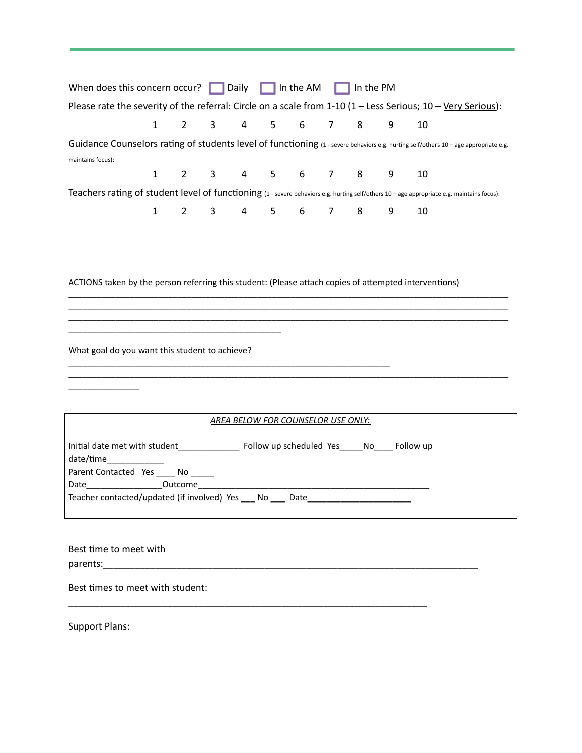When does this concern occur? ☐ Daily ☐ In the AM ☐ In the PM

Please rate the severity of the referral: Circle on a scale from 1-10 (1 – Less Serious; 10 – Very Serious):

1 2 3 4 5 6 7 8 9 10

Guidance Counselors rating of students level of functioning (1 - severe behaviors e.g. hurting self/others 10 – age appropriate e.g. maintains focus):

1 2 3 4 5 6 7 8 9 10

Teachers rating of student level of functioning (1 - severe behaviors e.g. hurting self/others 10 – age appropriate e.g. maintains focus):

1 2 3 4 5 6 7 8 9 10

ACTIONS taken by the person referring this student: (Please attach copies of attempted interventions)

________________________________________________________________________________________________
________________________________________________________________________________________________
________________________________________________________________________________________________
______________________________________________

What goal do you want this student to achieve?

______________________________________________________________________
________________________________________________________________________________________________
_______________

*AREA BELOW FOR COUNSELOR USE ONLY:*

Initial date met with student_____________ Follow up scheduled Yes_____No____ Follow up date/time____________

Parent Contacted Yes ____ No _____

Date________________Outcome____________________________________________________

Teacher contacted/updated (if involved) Yes ___ No ___ Date______________________

Best time to meet with parents:_______________________________________________________________________________

Best times to meet with student:

______________________________________________________________________________

Support Plans: